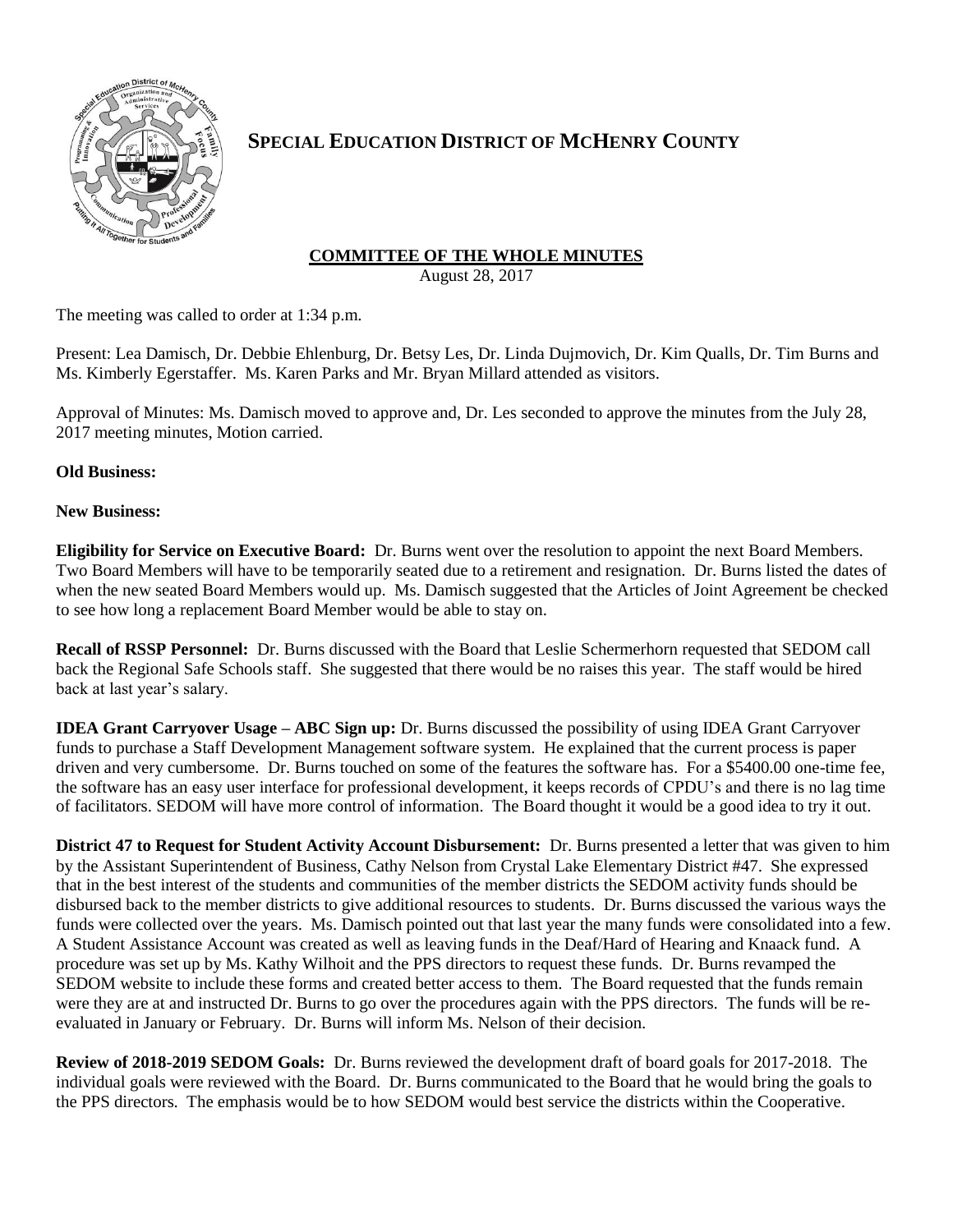# SPECIAL EDUCATION DISTRICT OF MCHENRY COUNTY

## COMMITTEE OF THE WHOLE MINUTES

August 28, 2017

The meeting was called to order at 1:34 p.m.

Present: Lea Damisch, Dr. Debbie Ehlenburg, Dr. Betsy Les, Dr. Linda Dujmovich, Dr. Kim Qualls, Dr. Tim Burns and Ms. Kimberly Egerstaffer. Ms. Karen Parks and Mr. Bryan Millard attended as visitors.

Approval of Minutes: Ms. Damisch moved to approve and, Dr. Les seconded to approve the minutes from the July 28, 2017 meeting minutes, Motion carried.

**Old Business:**

**New Business:**

**Eligibility for Service on Executive Board:** Dr. Burns went over the resolution to appoint the next Board Members. Two Board Members will have to be temporarily seated due to a retirement and resignation. Dr. Burns listed the dates of when the new seated Board Members would up. Ms. Damisch suggested that the Articles of Joint Agreement be checked to see how long a replacement Board Member would be able to stay on.

**Recall of RSSP Personnel:** Dr. Burns discussed with the Board that Leslie Schermerhorn requested that SEDOM call back the Regional Safe Schools staff. She suggested that there would be no raises this year. The staff would be hired back at last year's salary.

**IDEA Grant Carryover Usage – ABC Sign up:** Dr. Burns discussed the possibility of using IDEA Grant Carryover funds to purchase a Staff Development Management software system. He explained that the current process is paper driven and very cumbersome. Dr. Burns touched on some of the features the software has. For a $5400.00 one-time fee, the software has an easy user interface for professional development, it keeps records of CPDU's and there is no lag time of facilitators. SEDOM will have more control of information. The Board thought it would be a good idea to try it out.

**District 47 to Request for Student Activity Account Disbursement:** Dr. Burns presented a letter that was given to him by the Assistant Superintendent of Business, Cathy Nelson from Crystal Lake Elementary District #47. She expressed that in the best interest of the students and communities of the member districts the SEDOM activity funds should be disbursed back to the member districts to give additional resources to students. Dr. Burns discussed the various ways the funds were collected over the years. Ms. Damisch pointed out that last year the many funds were consolidated into a few. A Student Assistance Account was created as well as leaving funds in the Deaf/Hard of Hearing and Knaack fund. A procedure was set up by Ms. Kathy Wilhoit and the PPS directors to request these funds. Dr. Burns revamped the SEDOM website to include these forms and created better access to them. The Board requested that the funds remain were they are at and instructed Dr. Burns to go over the procedures again with the PPS directors. The funds will be re-evaluated in January or February. Dr. Burns will inform Ms. Nelson of their decision.

**Review of 2018-2019 SEDOM Goals:** Dr. Burns reviewed the development draft of board goals for 2017-2018. The individual goals were reviewed with the Board. Dr. Burns communicated to the Board that he would bring the goals to the PPS directors. The emphasis would be to how SEDOM would best service the districts within the Cooperative.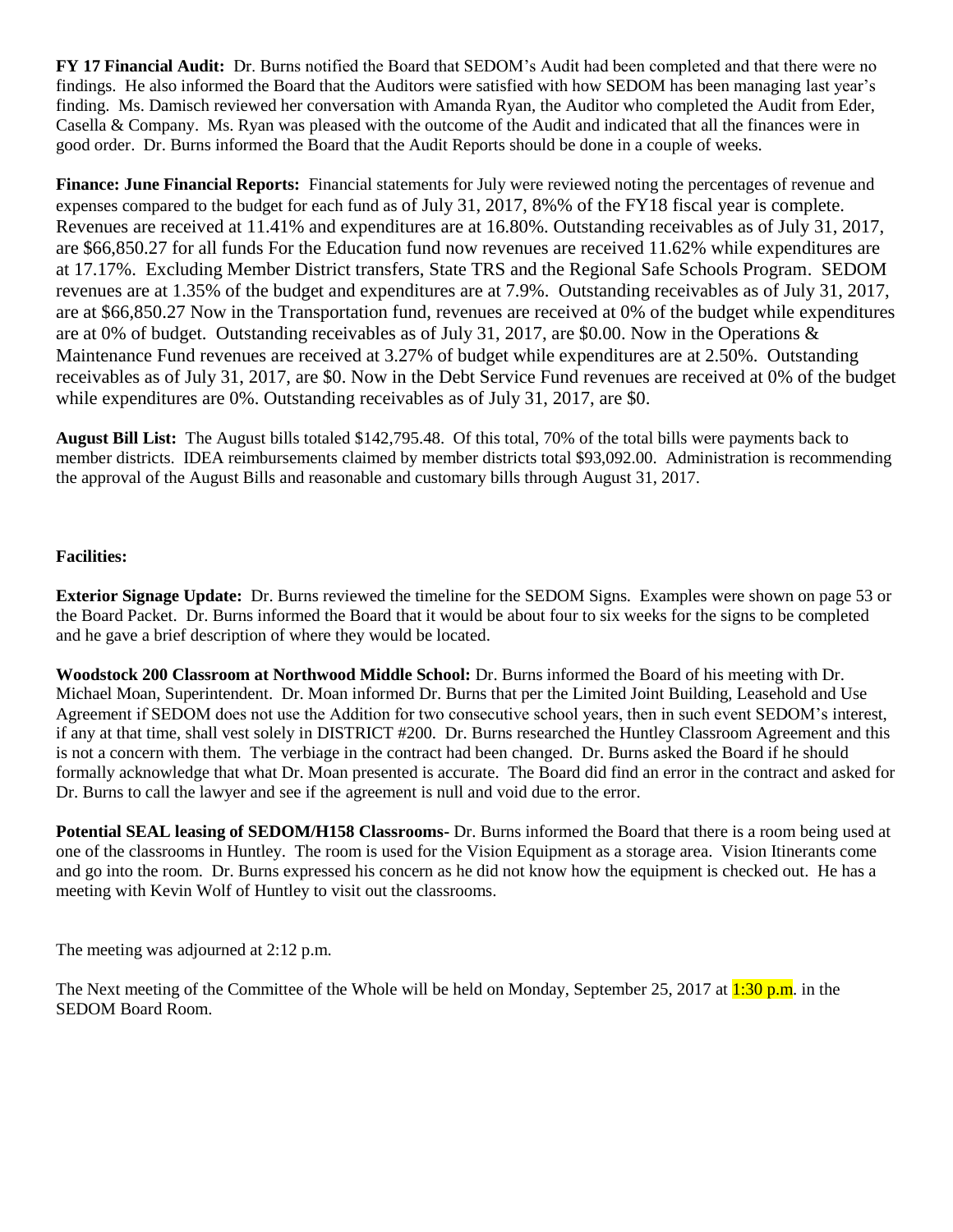**FY 17 Financial Audit:** Dr. Burns notified the Board that SEDOM's Audit had been completed and that there were no findings. He also informed the Board that the Auditors were satisfied with how SEDOM has been managing last year's finding. Ms. Damisch reviewed her conversation with Amanda Ryan, the Auditor who completed the Audit from Eder, Casella & Company. Ms. Ryan was pleased with the outcome of the Audit and indicated that all the finances were in good order. Dr. Burns informed the Board that the Audit Reports should be done in a couple of weeks.

**Finance: June Financial Reports:** Financial statements for July were reviewed noting the percentages of revenue and expenses compared to the budget for each fund as of July 31, 2017, 8%% of the FY18 fiscal year is complete. Revenues are received at 11.41% and expenditures are at 16.80%. Outstanding receivables as of July 31, 2017, are $66,850.27 for all funds For the Education fund now revenues are received 11.62% while expenditures are at 17.17%. Excluding Member District transfers, State TRS and the Regional Safe Schools Program. SEDOM revenues are at 1.35% of the budget and expenditures are at 7.9%. Outstanding receivables as of July 31, 2017, are at $66,850.27 Now in the Transportation fund, revenues are received at 0% of the budget while expenditures are at 0% of budget. Outstanding receivables as of July 31, 2017, are $0.00. Now in the Operations & Maintenance Fund revenues are received at 3.27% of budget while expenditures are at 2.50%. Outstanding receivables as of July 31, 2017, are $0. Now in the Debt Service Fund revenues are received at 0% of the budget while expenditures are 0%. Outstanding receivables as of July 31, 2017, are $0.

**August Bill List:** The August bills totaled $142,795.48. Of this total, 70% of the total bills were payments back to member districts. IDEA reimbursements claimed by member districts total $93,092.00. Administration is recommending the approval of the August Bills and reasonable and customary bills through August 31, 2017.

**Facilities:**

**Exterior Signage Update:** Dr. Burns reviewed the timeline for the SEDOM Signs. Examples were shown on page 53 or the Board Packet. Dr. Burns informed the Board that it would be about four to six weeks for the signs to be completed and he gave a brief description of where they would be located.

**Woodstock 200 Classroom at Northwood Middle School:** Dr. Burns informed the Board of his meeting with Dr. Michael Moan, Superintendent. Dr. Moan informed Dr. Burns that per the Limited Joint Building, Leasehold and Use Agreement if SEDOM does not use the Addition for two consecutive school years, then in such event SEDOM's interest, if any at that time, shall vest solely in DISTRICT #200. Dr. Burns researched the Huntley Classroom Agreement and this is not a concern with them. The verbiage in the contract had been changed. Dr. Burns asked the Board if he should formally acknowledge that what Dr. Moan presented is accurate. The Board did find an error in the contract and asked for Dr. Burns to call the lawyer and see if the agreement is null and void due to the error.

**Potential SEAL leasing of SEDOM/H158 Classrooms-** Dr. Burns informed the Board that there is a room being used at one of the classrooms in Huntley. The room is used for the Vision Equipment as a storage area. Vision Itinerants come and go into the room. Dr. Burns expressed his concern as he did not know how the equipment is checked out. He has a meeting with Kevin Wolf of Huntley to visit out the classrooms.

The meeting was adjourned at 2:12 p.m.

The Next meeting of the Committee of the Whole will be held on Monday, September 25, 2017 at 1:30 p.m. in the SEDOM Board Room.